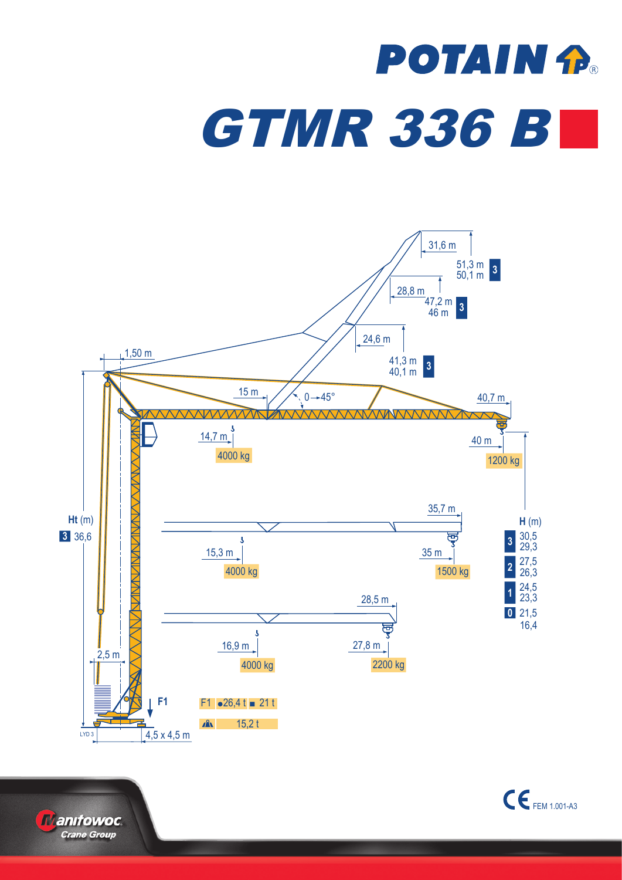# POTAIN

# GTMR 336 B

31,6 m

51,3 m
50,1 m **3**

28,8 m

47,2 m
46 m **3**

24,6 m

1,50 m

41,3 m
40,1 m **3**

15 m

0 → 45°

40,7 m

14,7 m

4000 kg

40 m

1200 kg

35,7 m

**Ht** (m)

**3** 36,6

**H** (m)

15,3 m

4000 kg

35 m

1500 kg

**3** 30,5 / 29,3

**2** 27,5 / 26,3

**1** 24,5 / 23,3

**0** 21,5 / 16,4

28,5 m

16,9 m

4000 kg

27,8 m

2200 kg

2,5 m

**F1**

F1 ● 26,4 t ■ 21 t

15,2 t

LYD 3

4,5 x 4,5 m

FEM 1.001-A3

Manitowoc Crane Group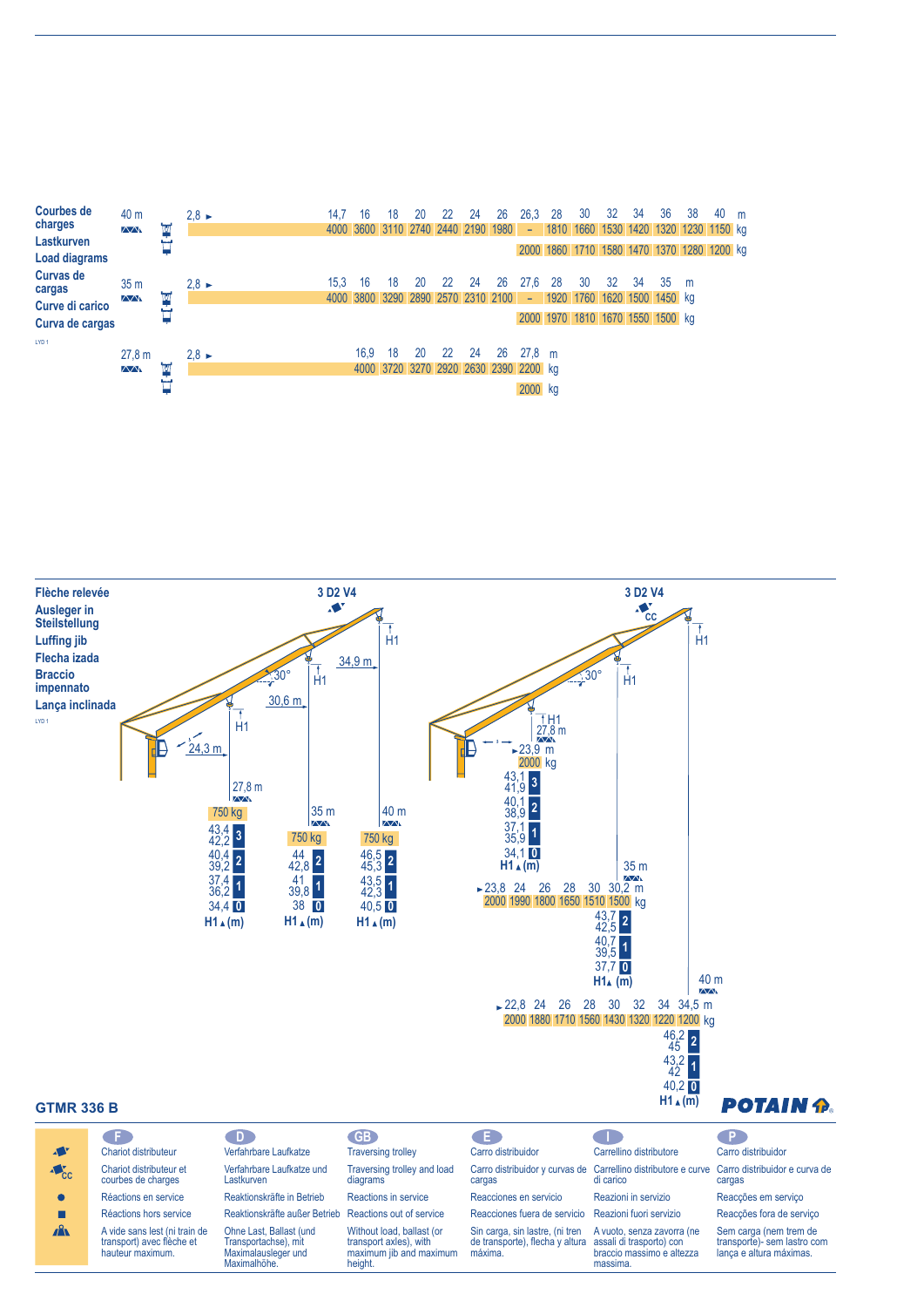**Courbes de charges**
**Lastkurven**
**Load diagrams**
**Curvas de cargas**
**Curve di carico**
**Curva de cargas**

LYD 1

**40 m**

| 2,8 ► | 14,7 | 16 | 18 | 20 | 22 | 24 | 26 | 26,3 | 28 | 30 | 32 | 34 | 36 | 38 | 40 | m |
|---|---|---|---|---|---|---|---|---|---|---|---|---|---|---|---|---|
| | 4000 | 3600 | 3110 | 2740 | 2440 | 2190 | 1980 | – | 1810 | 1660 | 1530 | 1420 | 1320 | 1230 | 1150 | kg |
| | | | | | | | | 2000 | 1860 | 1710 | 1580 | 1470 | 1370 | 1280 | 1200 | kg |

**35 m**

| 2,8 ► | 15,3 | 16 | 18 | 20 | 22 | 24 | 26 | 27,6 | 28 | 30 | 32 | 34 | 35 | m |
|---|---|---|---|---|---|---|---|---|---|---|---|---|---|---|
| | 4000 | 3800 | 3290 | 2890 | 2570 | 2310 | 2100 | – | 1920 | 1760 | 1620 | 1500 | 1450 | kg |
| | | | | | | | | 2000 | 1970 | 1810 | 1670 | 1550 | 1500 | kg |

**27,8 m**

| 2,8 ► | 16,9 | 18 | 20 | 22 | 24 | 26 | 27,8 | m |
|---|---|---|---|---|---|---|---|---|
| | 4000 | 3720 | 3270 | 2920 | 2630 | 2390 | 2200 | kg |
| | | | | | | | 2000 | kg |

**Flèche relevée**
**Ausleger in Steilstellung**
**Luffing jib**
**Flecha izada**
**Braccio impennato**
**Lança inclinada**

LYD 1

3 D2 V4 — 30° — 24,3 m / 30,6 m / 34,9 m

| | 27,8 m | 35 m | 40 m |
|---|---|---|---|
| kg | 750 | 750 | 750 |
| 3 | 43,4 / 42,2 | | |
| 2 | 40,4 / 39,2 | 44 / 42,8 | 46,5 / 45,3 |
| 1 | 37,4 / 36,2 | 41 / 39,8 | 43,5 / 42,3 |
| 0 | 34,4 | 38 | 40,5 |
| | H1 ▲(m) | H1 ▲(m) | H1 ▲(m) |

3 D2 V4 CC — 30°

**27,8 m**

| ►23,9 | m |
|---|---|
| 2000 | kg |

| | H1 ▲(m) |
|---|---|
| 3 | 43,1 / 41,9 |
| 2 | 40,1 / 38,9 |
| 1 | 37,1 / 35,9 |
| 0 | 34,1 |

**35 m**

| ►23,8 | 24 | 26 | 28 | 30 | 30,2 | m |
|---|---|---|---|---|---|---|
| 2000 | 1990 | 1800 | 1650 | 1510 | 1500 | kg |

| | H1 ▲(m) |
|---|---|
| 2 | 43,7 / 42,5 |
| 1 | 40,7 / 39,5 |
| 0 | 37,7 |

**40 m**

| ►22,8 | 24 | 26 | 28 | 30 | 32 | 34 | 34,5 | m |
|---|---|---|---|---|---|---|---|---|
| 2000 | 1880 | 1710 | 1560 | 1430 | 1320 | 1220 | 1200 | kg |

| | H1 ▲(m) |
|---|---|
| 2 | 46,2 / 45 |
| 1 | 43,2 / 42 |
| 0 | 40,2 |

**GTMR 336 B**

**POTAIN**

| | F | D | GB | E | I | P |
|---|---|---|---|---|---|---|
| | Chariot distributeur | Verfahrbare Laufkatze | Traversing trolley | Carro distribuidor | Carrellino distributore | Carro distribuidor |
| CC | Chariot distributeur et courbes de charges | Verfahrbare Laufkatze und Lastkurven | Traversing trolley and load diagrams | Carro distribuidor y curvas de cargas | Carrellino distributore e curve di carico | Carro distribuidor e curva de cargas |
| ● | Réactions en service | Reaktionskräfte in Betrieb | Reactions in service | Reacciones en servicio | Reazioni in servizio | Reacções em serviço |
| ■ | Réactions hors service | Reaktionskräfte außer Betrieb | Reactions out of service | Reacciones fuera de servicio | Reazioni fuori servizio | Reacções fora de serviço |
| | A vide sans lest (ni train de transport) avec flèche et hauteur maximum. | Ohne Last, Ballast (und Transportachse), mit Maximalausleger und Maximalhöhe. | Without load, ballast (or transport axles), with maximum jib and maximum height. | Sin carga, sin lastre, (ni tren de transporte), flecha y altura máxima. | A vuoto, senza zavorra (ne assali di trasporto) con braccio massimo e altezza massima. | Sem carga (nem trem de transporte)- sem lastro com lança e altura máximas. |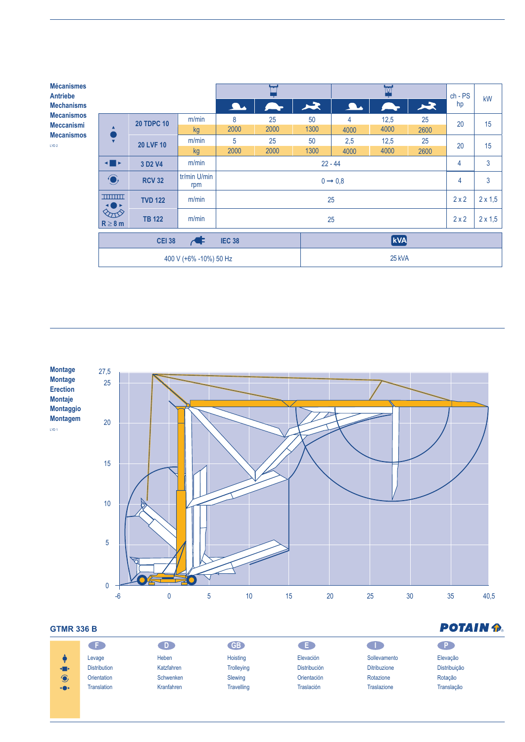**Mécanismes**
**Antriebe**
**Mechanisms**
**Mecanismos**
**Meccanismi**
**Mecanismos**

LYD 2

| | | | Single fall | | | Double fall | | | ch - PS hp | kW |
|---|---|---|---|---|---|---|---|---|---|---|
| | | | Slow | Medium | Fast | Slow | Medium | Fast | | |
| Levage | 20 TDPC 10 | m/min | 8 | 25 | 50 | 4 | 12,5 | 25 | 20 | 15 |
| | | kg | 2000 | 2000 | 1300 | 4000 | 4000 | 2600 | | |
| | 20 LVF 10 | m/min | 5 | 25 | 50 | 2,5 | 12,5 | 25 | 20 | 15 |
| | | kg | 2000 | 2000 | 1300 | 4000 | 4000 | 2600 | | |
| Distribution | 3 D2 V4 | m/min | 22 - 44 | | | | | | 4 | 3 |
| Orientation | RCV 32 | tr/min U/min rpm | 0 → 0,8 | | | | | | 4 | 3 |
| Translation R ≥ 8 m | TVD 122 | m/min | 25 | | | | | | 2 x 2 | 2 x 1,5 |
| | TB 122 | m/min | 25 | | | | | | 2 x 2 | 2 x 1,5 |

| CEI 38 — IEC 38 | kVA |
|---|---|
| 400 V (+6% -10%) 50 Hz | 25 kVA |

**Montage**
**Montage**
**Erection**
**Montaje**
**Montaggio**
**Montagem**

LYD 1

## GTMR 336 B

POTAIN

| F | D | GB | E | I | P |
|---|---|---|---|---|---|
| Levage | Heben | Hoisting | Elevación | Sollevamento | Elevação |
| Distribution | Katzfahren | Trolleying | Distribución | Ditribuzione | Distribuição |
| Orientation | Schwenken | Slewing | Orientación | Rotazione | Rotação |
| Translation | Kranfahren | Travelling | Traslación | Traslazione | Translação |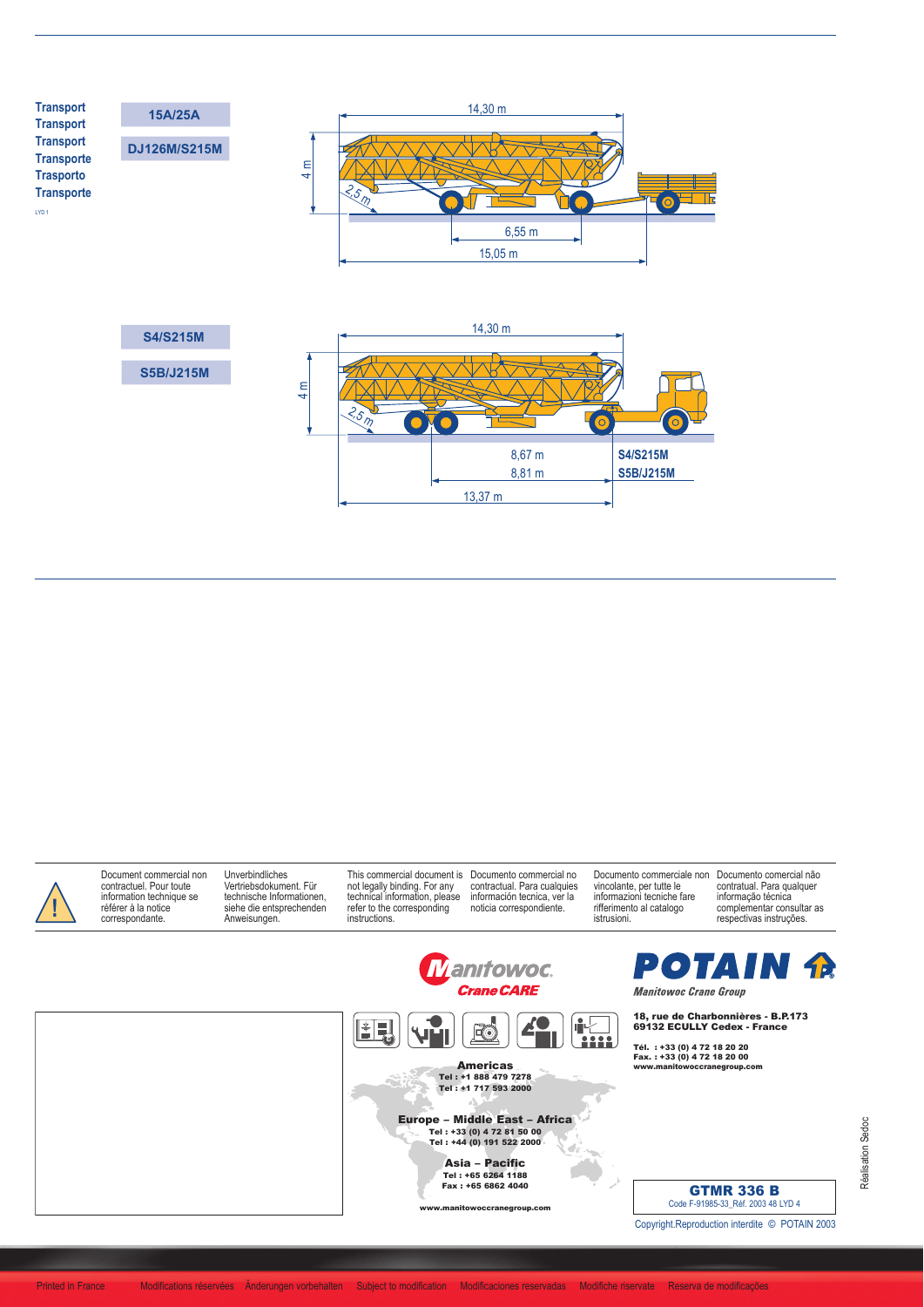**Transport**
**Transport**
**Transport**
**Transporte**
**Trasporto**
**Transporte**

LYD 1

**15A/25A**

**DJ126M/S215M**

14,30 m
4 m
2,5 m
6,55 m
15,05 m

**S4/S215M**

**S5B/J215M**

14,30 m
4 m
2,5 m
8,67 m **S4/S215M**
8,81 m **S5B/J215M**
13,37 m

Document commercial non contractuel. Pour toute information technique se référer à la notice correspondante.

Unverbindliches Vertriebsdokument. Für technische Informationen, siehe die entsprechenden Anweisungen.

This commercial document is not legally binding. For any technical information, please refer to the corresponding instructions.

Documento commercial no contractual. Para cualquies información tecnica, ver la noticia correspondiente.

Documento commerciale non vincolante, per tutte le informazioni tecniche fare rifferimento al catalogo istrusioni.

Documento comercial não contratual. Para qualquer informação técnica complementar consultar as respectivas instruções.

Manitowoc Crane CARE

Americas
Tel : +1 888 479 7278
Tel : +1 717 593 2000

Europe – Middle East – Africa
Tel : +33 (0) 4 72 81 50 00
Tel : +44 (0) 191 522 2000

Asia – Pacific
Tel : +65 6264 1188
Fax : +65 6862 4040

www.manitowoccranegroup.com

**POTAIN**
*Manitowoc Crane Group*

18, rue de Charbonnières - B.P.173
69132 ECULLY Cedex - France

Tél. : +33 (0) 4 72 18 20 20
Fax. : +33 (0) 4 72 18 20 00
www.manitowoccranegroup.com

**GTMR 336 B**
Code F-91985-33_Réf. 2003 48 LYD 4

Copyright.Reproduction interdite © POTAIN 2003

Réalisation Sedoc

Printed in France Modifications réservées Änderungen vorbehalten Subject to modification Modificaciones reservadas Modifiche riservate Reserva de modificações